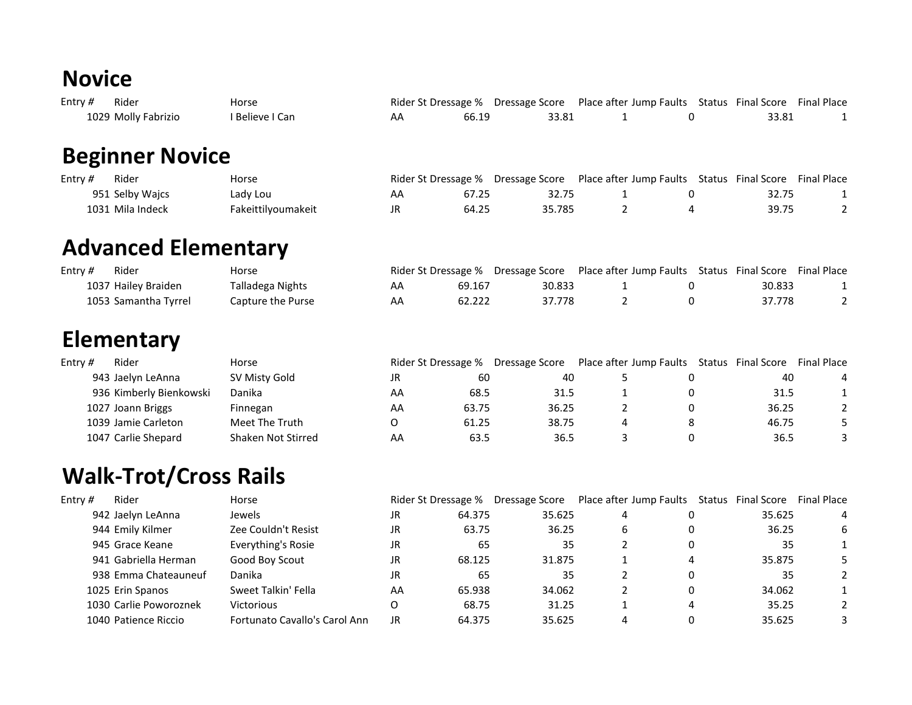## Novice

| Entry # | Rider | Horse | Rider St | Dressage % | Dressage Score | Place after | Jump Faults | Status | Final Score | Final Place |
|---|---|---|---|---|---|---|---|---|---|---|
| 1029 | Molly Fabrizio | I Believe I Can | AA | 66.19 | 33.81 | 1 | 0 | | 33.81 | 1 |

## Beginner Novice

| Entry # | Rider | Horse | Rider St | Dressage % | Dressage Score | Place after | Jump Faults | Status | Final Score | Final Place |
|---|---|---|---|---|---|---|---|---|---|---|
| 951 | Selby Wajcs | Lady Lou | AA | 67.25 | 32.75 | 1 | 0 | | 32.75 | 1 |
| 1031 | Mila Indeck | Fakeittilyoumakeit | JR | 64.25 | 35.785 | 2 | 4 | | 39.75 | 2 |

## Advanced Elementary

| Entry # | Rider | Horse | Rider St | Dressage % | Dressage Score | Place after | Jump Faults | Status | Final Score | Final Place |
|---|---|---|---|---|---|---|---|---|---|---|
| 1037 | Hailey Braiden | Talladega Nights | AA | 69.167 | 30.833 | 1 | 0 | | 30.833 | 1 |
| 1053 | Samantha Tyrrel | Capture the Purse | AA | 62.222 | 37.778 | 2 | 0 | | 37.778 | 2 |

## Elementary

| Entry # | Rider | Horse | Rider St | Dressage % | Dressage Score | Place after | Jump Faults | Status | Final Score | Final Place |
|---|---|---|---|---|---|---|---|---|---|---|
| 943 | Jaelyn LeAnna | SV Misty Gold | JR | 60 | 40 | 5 | 0 | | 40 | 4 |
| 936 | Kimberly Bienkowski | Danika | AA | 68.5 | 31.5 | 1 | 0 | | 31.5 | 1 |
| 1027 | Joann Briggs | Finnegan | AA | 63.75 | 36.25 | 2 | 0 | | 36.25 | 2 |
| 1039 | Jamie Carleton | Meet The Truth | O | 61.25 | 38.75 | 4 | 8 | | 46.75 | 5 |
| 1047 | Carlie Shepard | Shaken Not Stirred | AA | 63.5 | 36.5 | 3 | 0 | | 36.5 | 3 |

## Walk-Trot/Cross Rails

| Entry # | Rider | Horse | Rider St | Dressage % | Dressage Score | Place after | Jump Faults | Status | Final Score | Final Place |
|---|---|---|---|---|---|---|---|---|---|---|
| 942 | Jaelyn LeAnna | Jewels | JR | 64.375 | 35.625 | 4 | 0 | | 35.625 | 4 |
| 944 | Emily Kilmer | Zee Couldn't Resist | JR | 63.75 | 36.25 | 6 | 0 | | 36.25 | 6 |
| 945 | Grace Keane | Everything's Rosie | JR | 65 | 35 | 2 | 0 | | 35 | 1 |
| 941 | Gabriella Herman | Good Boy Scout | JR | 68.125 | 31.875 | 1 | 4 | | 35.875 | 5 |
| 938 | Emma Chateauneuf | Danika | JR | 65 | 35 | 2 | 0 | | 35 | 2 |
| 1025 | Erin Spanos | Sweet Talkin' Fella | AA | 65.938 | 34.062 | 2 | 0 | | 34.062 | 1 |
| 1030 | Carlie Poworoznek | Victorious | O | 68.75 | 31.25 | 1 | 4 | | 35.25 | 2 |
| 1040 | Patience Riccio | Fortunato Cavallo's Carol Ann | JR | 64.375 | 35.625 | 4 | 0 | | 35.625 | 3 |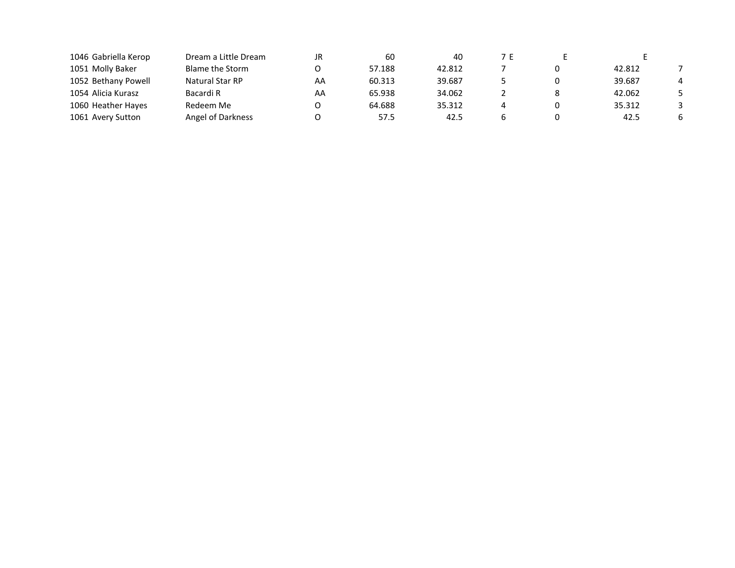| | | | | | | | | | |
|---|---|---|---|---|---|---|---|---|---|
| 1046 | Gabriella Kerop | Dream a Little Dream | JR | 60 | 40 | 7 E | E | E | |
| 1051 | Molly Baker | Blame the Storm | O | 57.188 | 42.812 | 7 | 0 | 42.812 | 7 |
| 1052 | Bethany Powell | Natural Star RP | AA | 60.313 | 39.687 | 5 | 0 | 39.687 | 4 |
| 1054 | Alicia Kurasz | Bacardi R | AA | 65.938 | 34.062 | 2 | 8 | 42.062 | 5 |
| 1060 | Heather Hayes | Redeem Me | O | 64.688 | 35.312 | 4 | 0 | 35.312 | 3 |
| 1061 | Avery Sutton | Angel of Darkness | O | 57.5 | 42.5 | 6 | 0 | 42.5 | 6 |